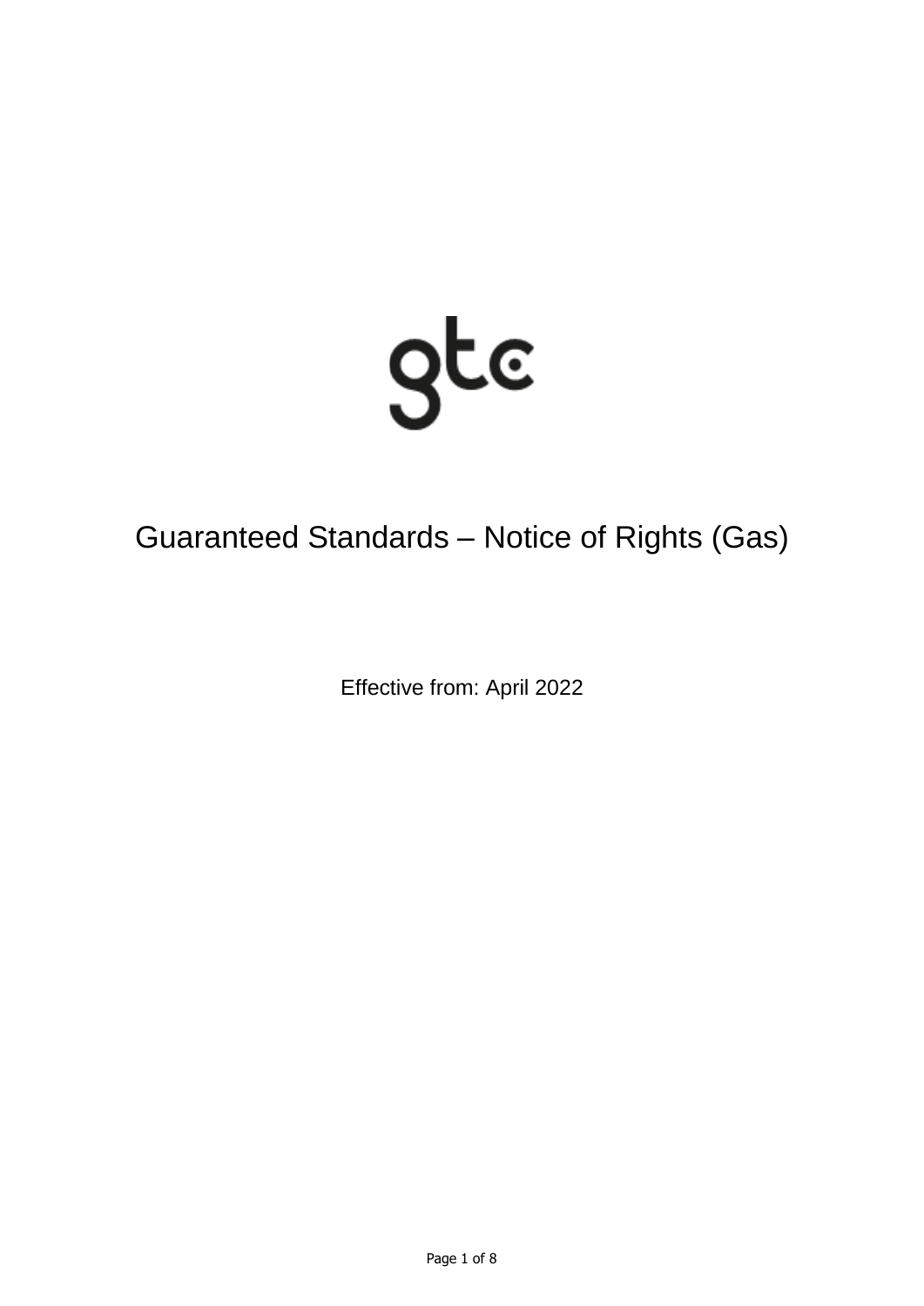gtc

# Guaranteed Standards – Notice of Rights (Gas)

Effective from: April 2022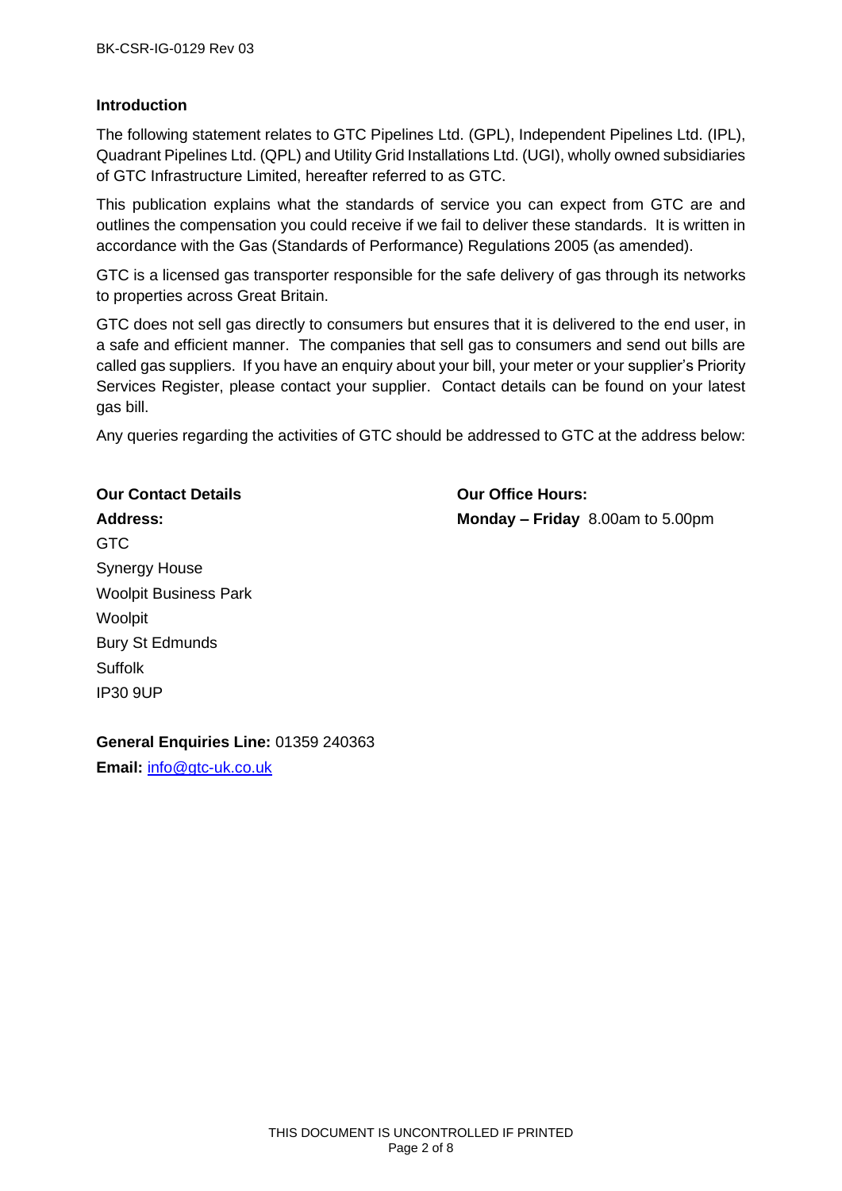## Introduction

The following statement relates to GTC Pipelines Ltd. (GPL), Independent Pipelines Ltd. (IPL), Quadrant Pipelines Ltd. (QPL) and Utility Grid Installations Ltd. (UGI), wholly owned subsidiaries of GTC Infrastructure Limited, hereafter referred to as GTC.

This publication explains what the standards of service you can expect from GTC are and outlines the compensation you could receive if we fail to deliver these standards. It is written in accordance with the Gas (Standards of Performance) Regulations 2005 (as amended).

GTC is a licensed gas transporter responsible for the safe delivery of gas through its networks to properties across Great Britain.

GTC does not sell gas directly to consumers but ensures that it is delivered to the end user, in a safe and efficient manner. The companies that sell gas to consumers and send out bills are called gas suppliers. If you have an enquiry about your bill, your meter or your supplier's Priority Services Register, please contact your supplier. Contact details can be found on your latest gas bill.

Any queries regarding the activities of GTC should be addressed to GTC at the address below:

**Our Contact Details**

**Address:**

GTC
Synergy House
Woolpit Business Park
Woolpit
Bury St Edmunds
Suffolk
IP30 9UP

**General Enquiries Line:** 01359 240363

**Email:** info@gtc-uk.co.uk

**Our Office Hours:**

**Monday – Friday** 8.00am to 5.00pm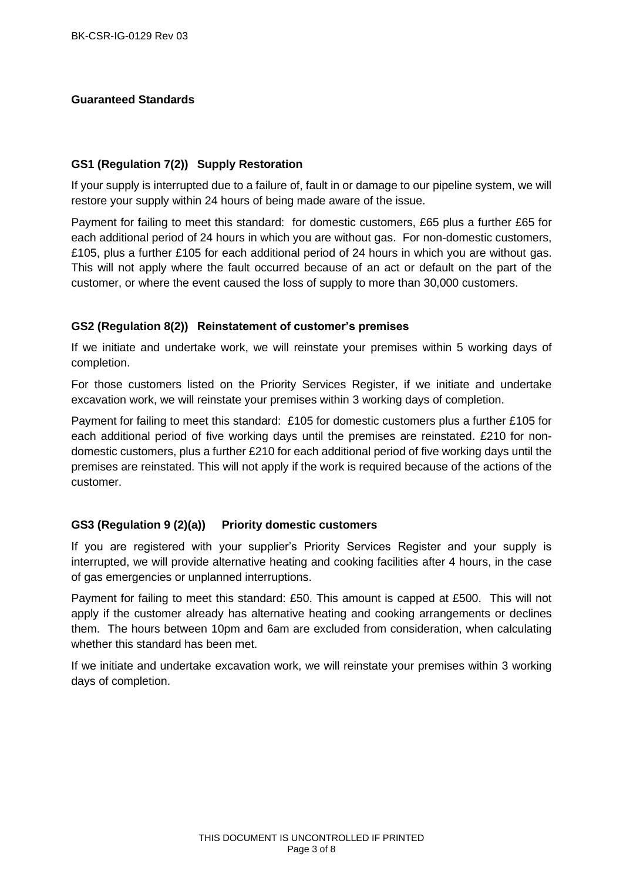## Guaranteed Standards

### GS1 (Regulation 7(2)) Supply Restoration

If your supply is interrupted due to a failure of, fault in or damage to our pipeline system, we will restore your supply within 24 hours of being made aware of the issue.

Payment for failing to meet this standard: for domestic customers, £65 plus a further £65 for each additional period of 24 hours in which you are without gas. For non-domestic customers, £105, plus a further £105 for each additional period of 24 hours in which you are without gas. This will not apply where the fault occurred because of an act or default on the part of the customer, or where the event caused the loss of supply to more than 30,000 customers.

### GS2 (Regulation 8(2)) Reinstatement of customer's premises

If we initiate and undertake work, we will reinstate your premises within 5 working days of completion.

For those customers listed on the Priority Services Register, if we initiate and undertake excavation work, we will reinstate your premises within 3 working days of completion.

Payment for failing to meet this standard: £105 for domestic customers plus a further £105 for each additional period of five working days until the premises are reinstated. £210 for non-domestic customers, plus a further £210 for each additional period of five working days until the premises are reinstated. This will not apply if the work is required because of the actions of the customer.

### GS3 (Regulation 9 (2)(a)) Priority domestic customers

If you are registered with your supplier's Priority Services Register and your supply is interrupted, we will provide alternative heating and cooking facilities after 4 hours, in the case of gas emergencies or unplanned interruptions.

Payment for failing to meet this standard: £50. This amount is capped at £500. This will not apply if the customer already has alternative heating and cooking arrangements or declines them. The hours between 10pm and 6am are excluded from consideration, when calculating whether this standard has been met.

If we initiate and undertake excavation work, we will reinstate your premises within 3 working days of completion.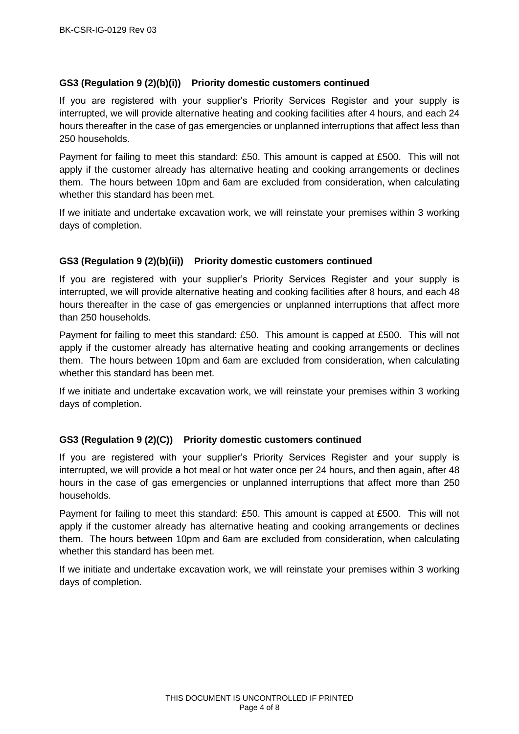### GS3 (Regulation 9 (2)(b)(i)) Priority domestic customers continued

If you are registered with your supplier's Priority Services Register and your supply is interrupted, we will provide alternative heating and cooking facilities after 4 hours, and each 24 hours thereafter in the case of gas emergencies or unplanned interruptions that affect less than 250 households.

Payment for failing to meet this standard: £50. This amount is capped at £500. This will not apply if the customer already has alternative heating and cooking arrangements or declines them. The hours between 10pm and 6am are excluded from consideration, when calculating whether this standard has been met.

If we initiate and undertake excavation work, we will reinstate your premises within 3 working days of completion.

### GS3 (Regulation 9 (2)(b)(ii)) Priority domestic customers continued

If you are registered with your supplier's Priority Services Register and your supply is interrupted, we will provide alternative heating and cooking facilities after 8 hours, and each 48 hours thereafter in the case of gas emergencies or unplanned interruptions that affect more than 250 households.

Payment for failing to meet this standard: £50. This amount is capped at £500. This will not apply if the customer already has alternative heating and cooking arrangements or declines them. The hours between 10pm and 6am are excluded from consideration, when calculating whether this standard has been met.

If we initiate and undertake excavation work, we will reinstate your premises within 3 working days of completion.

### GS3 (Regulation 9 (2)(C)) Priority domestic customers continued

If you are registered with your supplier's Priority Services Register and your supply is interrupted, we will provide a hot meal or hot water once per 24 hours, and then again, after 48 hours in the case of gas emergencies or unplanned interruptions that affect more than 250 households.

Payment for failing to meet this standard: £50. This amount is capped at £500. This will not apply if the customer already has alternative heating and cooking arrangements or declines them. The hours between 10pm and 6am are excluded from consideration, when calculating whether this standard has been met.

If we initiate and undertake excavation work, we will reinstate your premises within 3 working days of completion.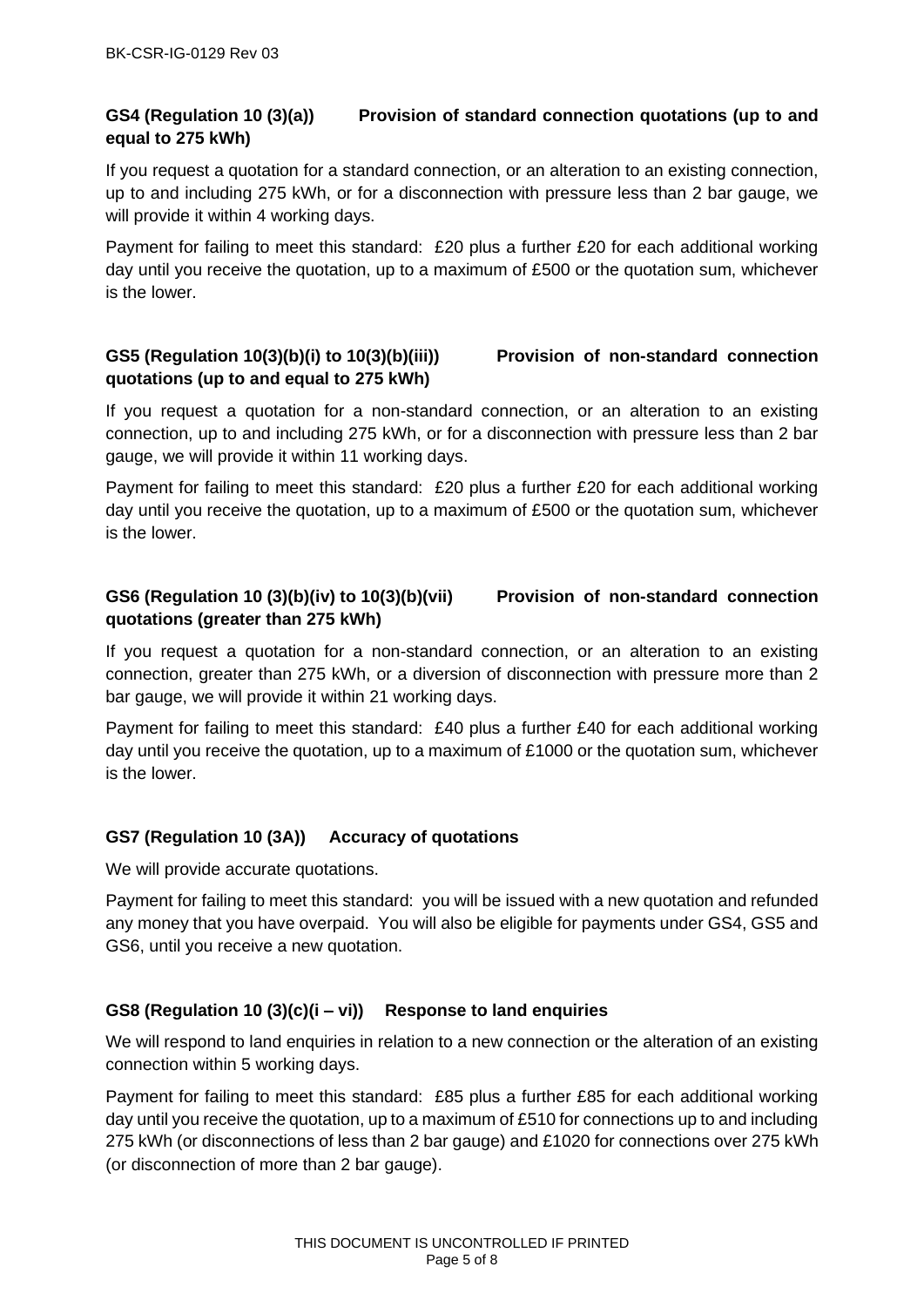### GS4 (Regulation 10 (3)(a)) Provision of standard connection quotations (up to and equal to 275 kWh)

If you request a quotation for a standard connection, or an alteration to an existing connection, up to and including 275 kWh, or for a disconnection with pressure less than 2 bar gauge, we will provide it within 4 working days.

Payment for failing to meet this standard: £20 plus a further £20 for each additional working day until you receive the quotation, up to a maximum of £500 or the quotation sum, whichever is the lower.

### GS5 (Regulation 10(3)(b)(i) to 10(3)(b)(iii)) Provision of non-standard connection quotations (up to and equal to 275 kWh)

If you request a quotation for a non-standard connection, or an alteration to an existing connection, up to and including 275 kWh, or for a disconnection with pressure less than 2 bar gauge, we will provide it within 11 working days.

Payment for failing to meet this standard: £20 plus a further £20 for each additional working day until you receive the quotation, up to a maximum of £500 or the quotation sum, whichever is the lower.

### GS6 (Regulation 10 (3)(b)(iv) to 10(3)(b)(vii) Provision of non-standard connection quotations (greater than 275 kWh)

If you request a quotation for a non-standard connection, or an alteration to an existing connection, greater than 275 kWh, or a diversion of disconnection with pressure more than 2 bar gauge, we will provide it within 21 working days.

Payment for failing to meet this standard: £40 plus a further £40 for each additional working day until you receive the quotation, up to a maximum of £1000 or the quotation sum, whichever is the lower.

### GS7 (Regulation 10 (3A)) Accuracy of quotations

We will provide accurate quotations.

Payment for failing to meet this standard: you will be issued with a new quotation and refunded any money that you have overpaid. You will also be eligible for payments under GS4, GS5 and GS6, until you receive a new quotation.

### GS8 (Regulation 10 (3)(c)(i – vi)) Response to land enquiries

We will respond to land enquiries in relation to a new connection or the alteration of an existing connection within 5 working days.

Payment for failing to meet this standard: £85 plus a further £85 for each additional working day until you receive the quotation, up to a maximum of £510 for connections up to and including 275 kWh (or disconnections of less than 2 bar gauge) and £1020 for connections over 275 kWh (or disconnection of more than 2 bar gauge).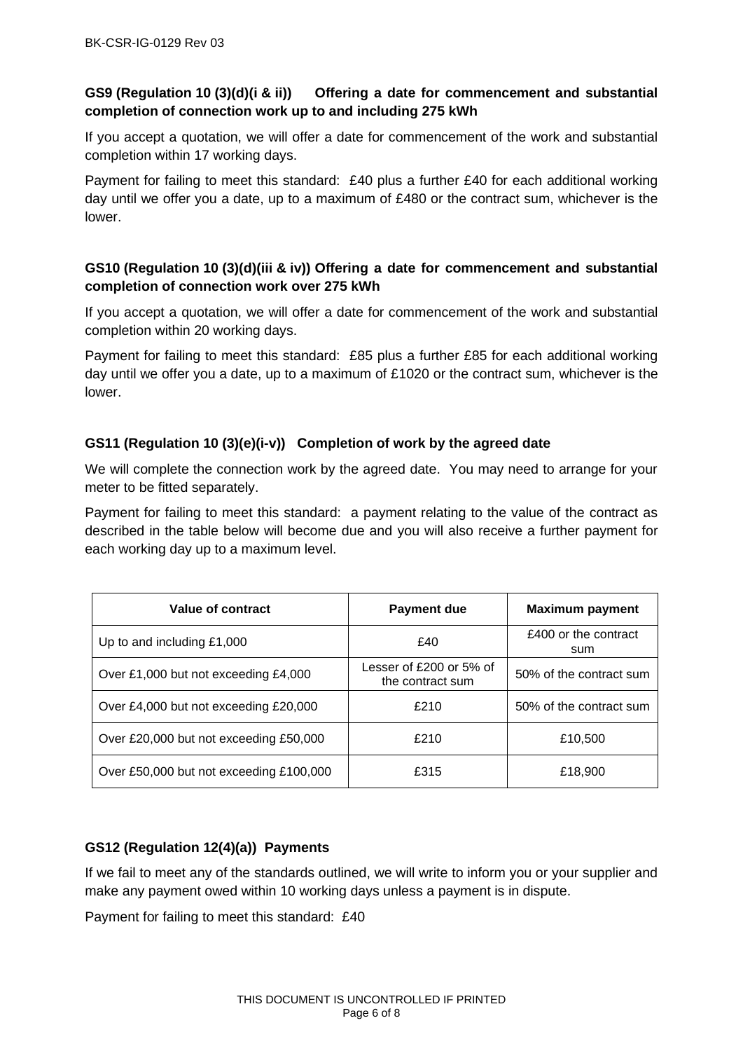### GS9 (Regulation 10 (3)(d)(i & ii)) Offering a date for commencement and substantial completion of connection work up to and including 275 kWh

If you accept a quotation, we will offer a date for commencement of the work and substantial completion within 17 working days.

Payment for failing to meet this standard: £40 plus a further £40 for each additional working day until we offer you a date, up to a maximum of £480 or the contract sum, whichever is the lower.

### GS10 (Regulation 10 (3)(d)(iii & iv)) Offering a date for commencement and substantial completion of connection work over 275 kWh

If you accept a quotation, we will offer a date for commencement of the work and substantial completion within 20 working days.

Payment for failing to meet this standard: £85 plus a further £85 for each additional working day until we offer you a date, up to a maximum of £1020 or the contract sum, whichever is the lower.

### GS11 (Regulation 10 (3)(e)(i-v)) Completion of work by the agreed date

We will complete the connection work by the agreed date. You may need to arrange for your meter to be fitted separately.

Payment for failing to meet this standard: a payment relating to the value of the contract as described in the table below will become due and you will also receive a further payment for each working day up to a maximum level.

| Value of contract | Payment due | Maximum payment |
|---|---|---|
| Up to and including £1,000 | £40 | £400 or the contract sum |
| Over £1,000 but not exceeding £4,000 | Lesser of £200 or 5% of the contract sum | 50% of the contract sum |
| Over £4,000 but not exceeding £20,000 | £210 | 50% of the contract sum |
| Over £20,000 but not exceeding £50,000 | £210 | £10,500 |
| Over £50,000 but not exceeding £100,000 | £315 | £18,900 |

### GS12 (Regulation 12(4)(a)) Payments

If we fail to meet any of the standards outlined, we will write to inform you or your supplier and make any payment owed within 10 working days unless a payment is in dispute.

Payment for failing to meet this standard: £40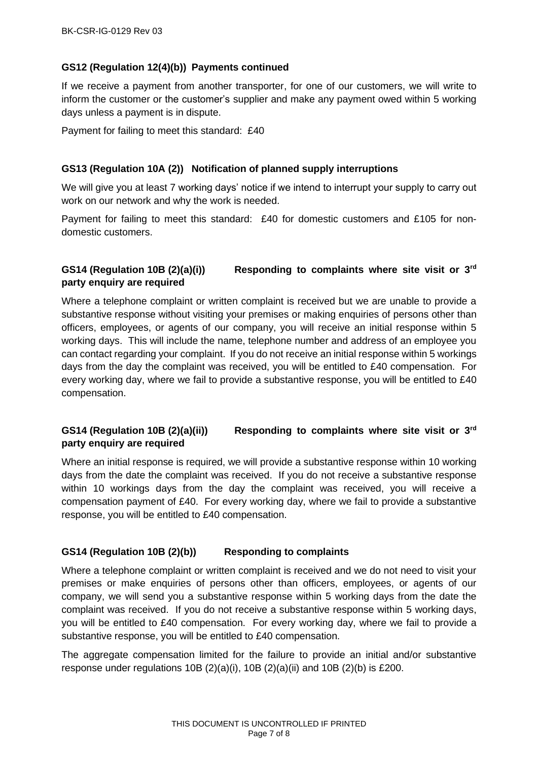### GS12 (Regulation 12(4)(b)) Payments continued

If we receive a payment from another transporter, for one of our customers, we will write to inform the customer or the customer's supplier and make any payment owed within 5 working days unless a payment is in dispute.

Payment for failing to meet this standard: £40

### GS13 (Regulation 10A (2)) Notification of planned supply interruptions

We will give you at least 7 working days' notice if we intend to interrupt your supply to carry out work on our network and why the work is needed.

Payment for failing to meet this standard: £40 for domestic customers and £105 for non-domestic customers.

### GS14 (Regulation 10B (2)(a)(i)) Responding to complaints where site visit or 3rd party enquiry are required

Where a telephone complaint or written complaint is received but we are unable to provide a substantive response without visiting your premises or making enquiries of persons other than officers, employees, or agents of our company, you will receive an initial response within 5 working days. This will include the name, telephone number and address of an employee you can contact regarding your complaint. If you do not receive an initial response within 5 workings days from the day the complaint was received, you will be entitled to £40 compensation. For every working day, where we fail to provide a substantive response, you will be entitled to £40 compensation.

### GS14 (Regulation 10B (2)(a)(ii)) Responding to complaints where site visit or 3rd party enquiry are required

Where an initial response is required, we will provide a substantive response within 10 working days from the date the complaint was received. If you do not receive a substantive response within 10 workings days from the day the complaint was received, you will receive a compensation payment of £40. For every working day, where we fail to provide a substantive response, you will be entitled to £40 compensation.

### GS14 (Regulation 10B (2)(b)) Responding to complaints

Where a telephone complaint or written complaint is received and we do not need to visit your premises or make enquiries of persons other than officers, employees, or agents of our company, we will send you a substantive response within 5 working days from the date the complaint was received. If you do not receive a substantive response within 5 working days, you will be entitled to £40 compensation. For every working day, where we fail to provide a substantive response, you will be entitled to £40 compensation.

The aggregate compensation limited for the failure to provide an initial and/or substantive response under regulations 10B (2)(a)(i), 10B (2)(a)(ii) and 10B (2)(b) is £200.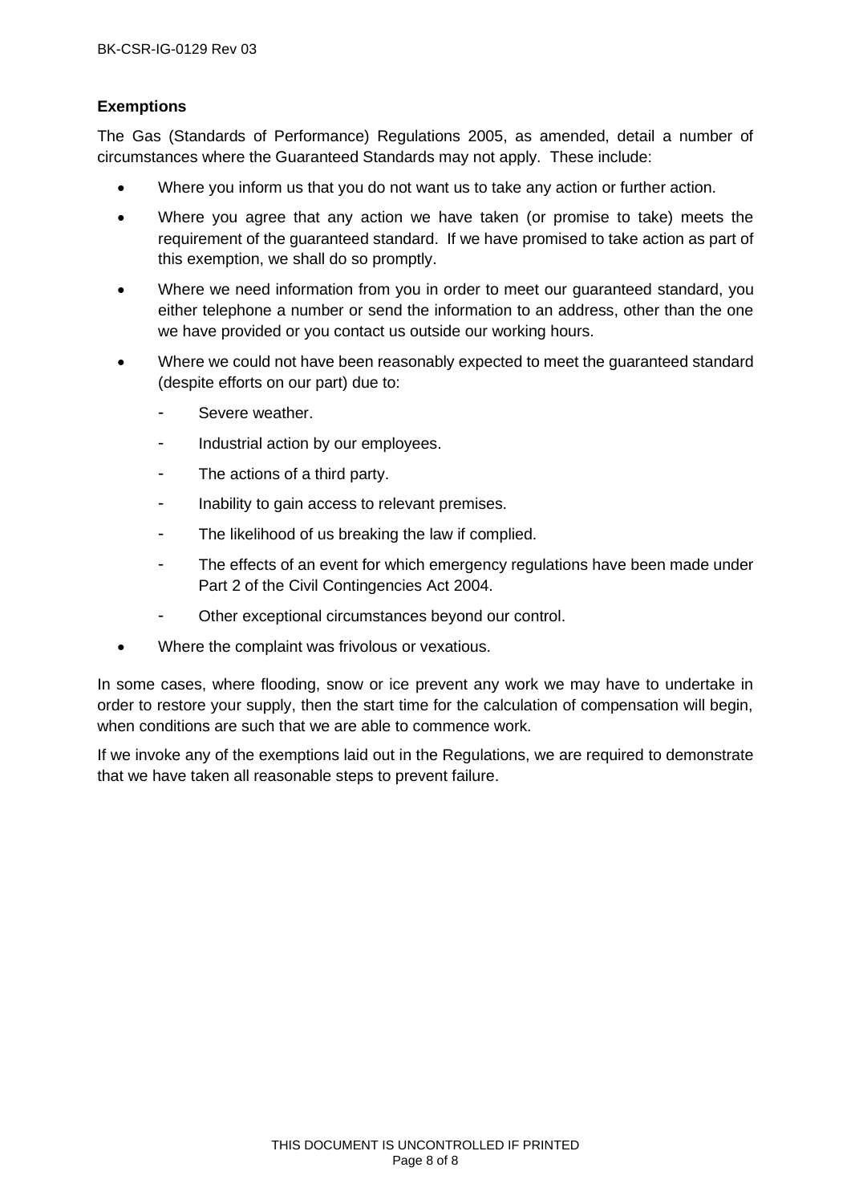**Exemptions**

The Gas (Standards of Performance) Regulations 2005, as amended, detail a number of circumstances where the Guaranteed Standards may not apply. These include:

- Where you inform us that you do not want us to take any action or further action.
- Where you agree that any action we have taken (or promise to take) meets the requirement of the guaranteed standard. If we have promised to take action as part of this exemption, we shall do so promptly.
- Where we need information from you in order to meet our guaranteed standard, you either telephone a number or send the information to an address, other than the one we have provided or you contact us outside our working hours.
- Where we could not have been reasonably expected to meet the guaranteed standard (despite efforts on our part) due to:
  - Severe weather.
  - Industrial action by our employees.
  - The actions of a third party.
  - Inability to gain access to relevant premises.
  - The likelihood of us breaking the law if complied.
  - The effects of an event for which emergency regulations have been made under Part 2 of the Civil Contingencies Act 2004.
  - Other exceptional circumstances beyond our control.
- Where the complaint was frivolous or vexatious.

In some cases, where flooding, snow or ice prevent any work we may have to undertake in order to restore your supply, then the start time for the calculation of compensation will begin, when conditions are such that we are able to commence work.

If we invoke any of the exemptions laid out in the Regulations, we are required to demonstrate that we have taken all reasonable steps to prevent failure.